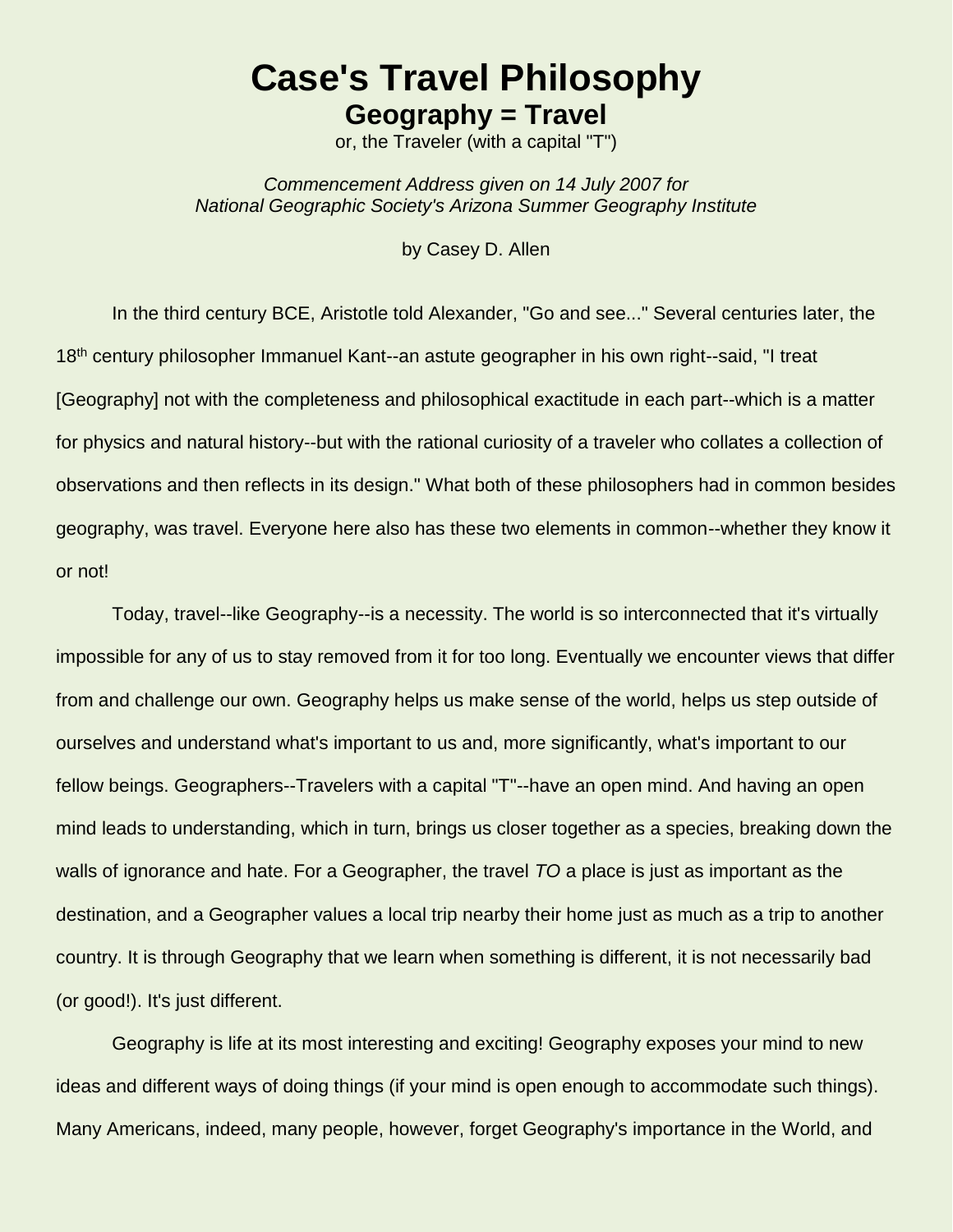# Case's Travel Philosophy

## Geography = Travel

or, the Traveler (with a capital "T")

*Commencement Address given on 14 July 2007 for National Geographic Society's Arizona Summer Geography Institute*

by Casey D. Allen

In the third century BCE, Aristotle told Alexander, "Go and see..." Several centuries later, the 18th century philosopher Immanuel Kant--an astute geographer in his own right--said, "I treat [Geography] not with the completeness and philosophical exactitude in each part--which is a matter for physics and natural history--but with the rational curiosity of a traveler who collates a collection of observations and then reflects in its design." What both of these philosophers had in common besides geography, was travel. Everyone here also has these two elements in common--whether they know it or not!

Today, travel--like Geography--is a necessity. The world is so interconnected that it's virtually impossible for any of us to stay removed from it for too long. Eventually we encounter views that differ from and challenge our own. Geography helps us make sense of the world, helps us step outside of ourselves and understand what's important to us and, more significantly, what's important to our fellow beings. Geographers--Travelers with a capital "T"--have an open mind. And having an open mind leads to understanding, which in turn, brings us closer together as a species, breaking down the walls of ignorance and hate. For a Geographer, the travel *TO* a place is just as important as the destination, and a Geographer values a local trip nearby their home just as much as a trip to another country. It is through Geography that we learn when something is different, it is not necessarily bad (or good!). It's just different.

Geography is life at its most interesting and exciting! Geography exposes your mind to new ideas and different ways of doing things (if your mind is open enough to accommodate such things). Many Americans, indeed, many people, however, forget Geography's importance in the World, and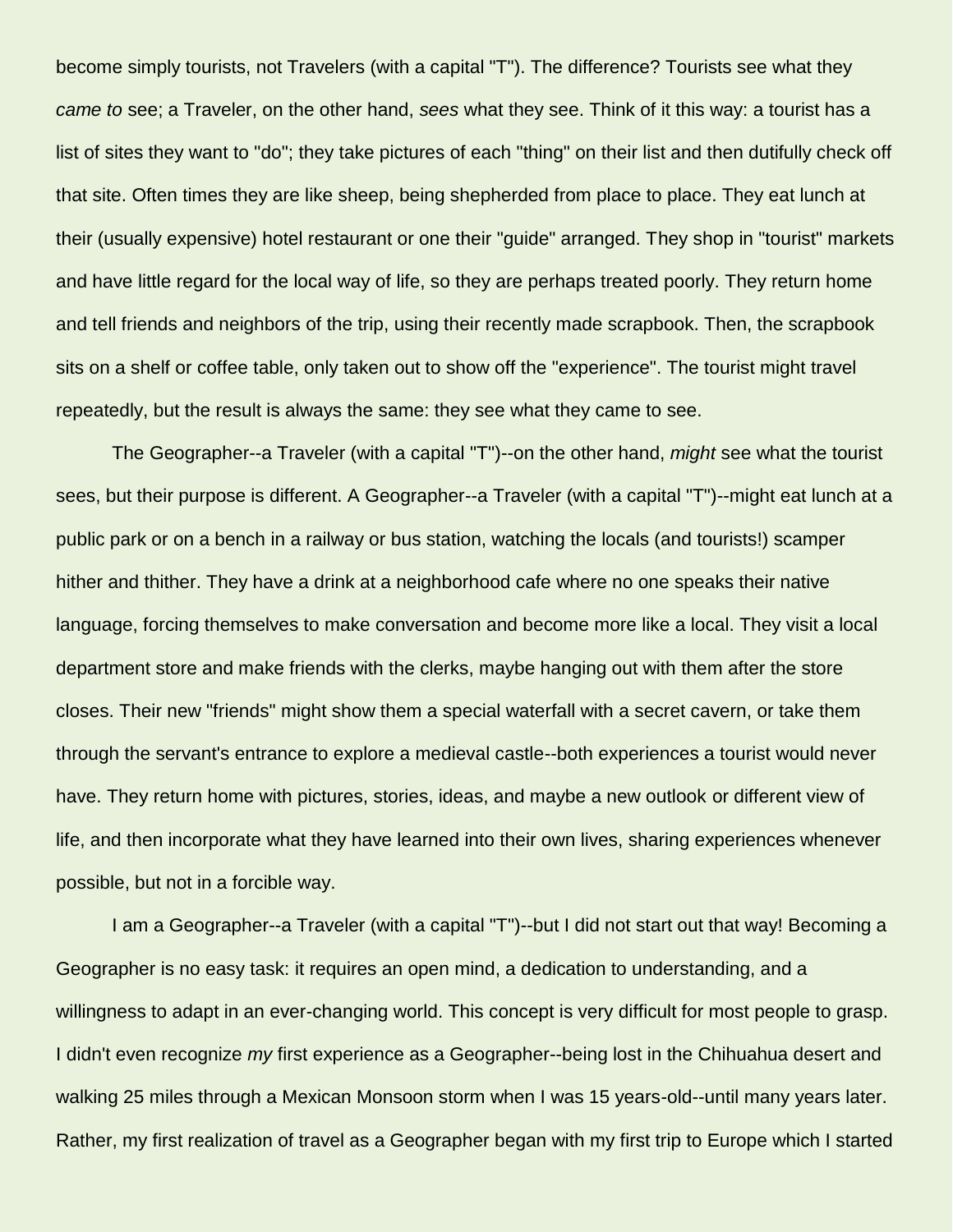become simply tourists, not Travelers (with a capital "T"). The difference? Tourists see what they *came to* see; a Traveler, on the other hand, *sees* what they see. Think of it this way: a tourist has a list of sites they want to "do"; they take pictures of each "thing" on their list and then dutifully check off that site. Often times they are like sheep, being shepherded from place to place. They eat lunch at their (usually expensive) hotel restaurant or one their "guide" arranged. They shop in "tourist" markets and have little regard for the local way of life, so they are perhaps treated poorly. They return home and tell friends and neighbors of the trip, using their recently made scrapbook. Then, the scrapbook sits on a shelf or coffee table, only taken out to show off the "experience". The tourist might travel repeatedly, but the result is always the same: they see what they came to see.

The Geographer--a Traveler (with a capital "T")--on the other hand, *might* see what the tourist sees, but their purpose is different. A Geographer--a Traveler (with a capital "T")--might eat lunch at a public park or on a bench in a railway or bus station, watching the locals (and tourists!) scamper hither and thither. They have a drink at a neighborhood cafe where no one speaks their native language, forcing themselves to make conversation and become more like a local. They visit a local department store and make friends with the clerks, maybe hanging out with them after the store closes. Their new "friends" might show them a special waterfall with a secret cavern, or take them through the servant's entrance to explore a medieval castle--both experiences a tourist would never have. They return home with pictures, stories, ideas, and maybe a new outlook or different view of life, and then incorporate what they have learned into their own lives, sharing experiences whenever possible, but not in a forcible way.

I am a Geographer--a Traveler (with a capital "T")--but I did not start out that way! Becoming a Geographer is no easy task: it requires an open mind, a dedication to understanding, and a willingness to adapt in an ever-changing world. This concept is very difficult for most people to grasp. I didn't even recognize *my* first experience as a Geographer--being lost in the Chihuahua desert and walking 25 miles through a Mexican Monsoon storm when I was 15 years-old--until many years later. Rather, my first realization of travel as a Geographer began with my first trip to Europe which I started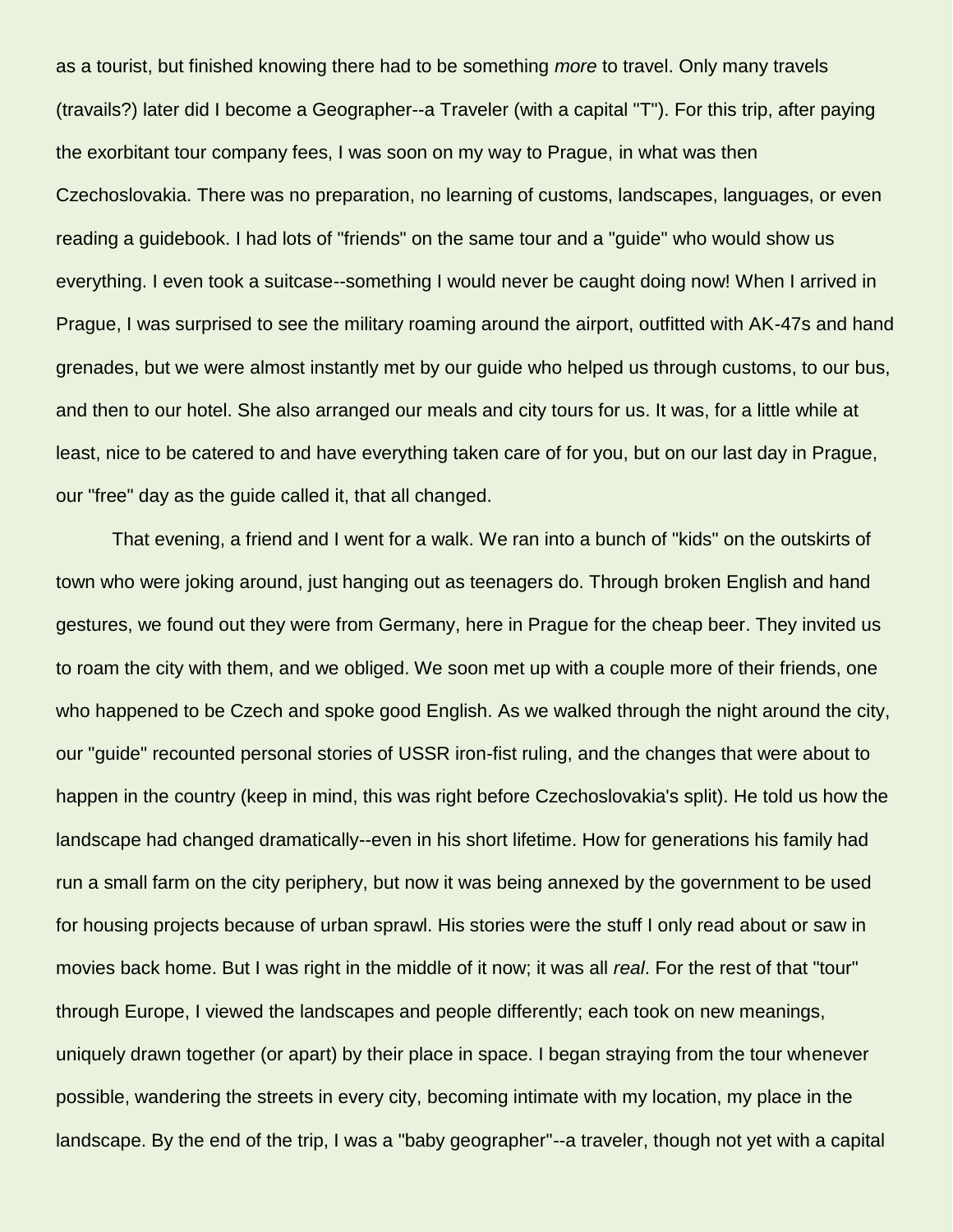as a tourist, but finished knowing there had to be something *more* to travel. Only many travels (travails?) later did I become a Geographer--a Traveler (with a capital "T"). For this trip, after paying the exorbitant tour company fees, I was soon on my way to Prague, in what was then Czechoslovakia. There was no preparation, no learning of customs, landscapes, languages, or even reading a guidebook. I had lots of "friends" on the same tour and a "guide" who would show us everything. I even took a suitcase--something I would never be caught doing now! When I arrived in Prague, I was surprised to see the military roaming around the airport, outfitted with AK-47s and hand grenades, but we were almost instantly met by our guide who helped us through customs, to our bus, and then to our hotel. She also arranged our meals and city tours for us. It was, for a little while at least, nice to be catered to and have everything taken care of for you, but on our last day in Prague, our "free" day as the guide called it, that all changed.

That evening, a friend and I went for a walk. We ran into a bunch of "kids" on the outskirts of town who were joking around, just hanging out as teenagers do. Through broken English and hand gestures, we found out they were from Germany, here in Prague for the cheap beer. They invited us to roam the city with them, and we obliged. We soon met up with a couple more of their friends, one who happened to be Czech and spoke good English. As we walked through the night around the city, our "guide" recounted personal stories of USSR iron-fist ruling, and the changes that were about to happen in the country (keep in mind, this was right before Czechoslovakia's split). He told us how the landscape had changed dramatically--even in his short lifetime. How for generations his family had run a small farm on the city periphery, but now it was being annexed by the government to be used for housing projects because of urban sprawl. His stories were the stuff I only read about or saw in movies back home. But I was right in the middle of it now; it was all *real*. For the rest of that "tour" through Europe, I viewed the landscapes and people differently; each took on new meanings, uniquely drawn together (or apart) by their place in space. I began straying from the tour whenever possible, wandering the streets in every city, becoming intimate with my location, my place in the landscape. By the end of the trip, I was a "baby geographer"--a traveler, though not yet with a capital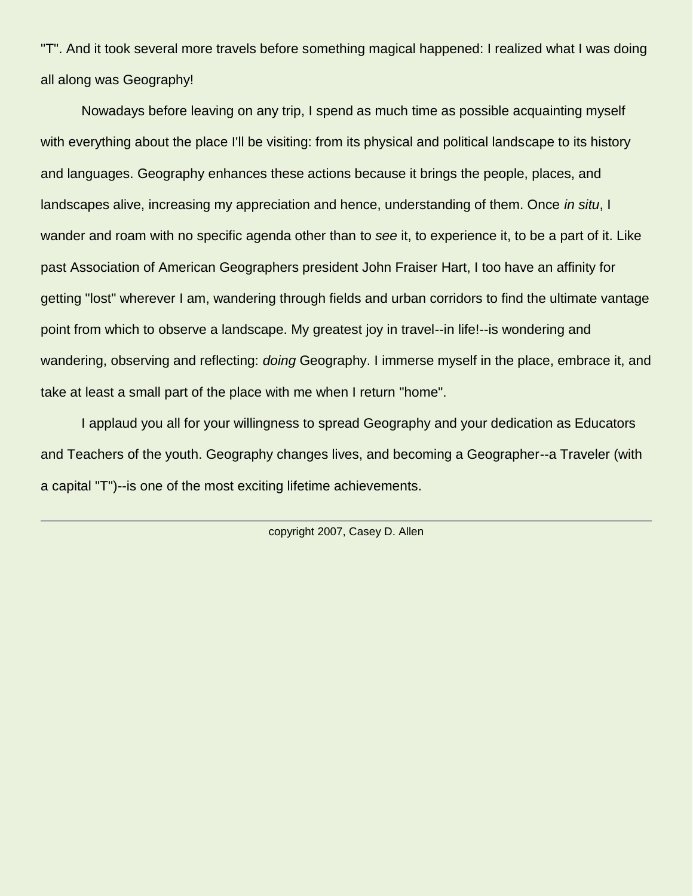"T". And it took several more travels before something magical happened: I realized what I was doing all along was Geography!

Nowadays before leaving on any trip, I spend as much time as possible acquainting myself with everything about the place I'll be visiting: from its physical and political landscape to its history and languages. Geography enhances these actions because it brings the people, places, and landscapes alive, increasing my appreciation and hence, understanding of them. Once *in situ*, I wander and roam with no specific agenda other than to *see* it, to experience it, to be a part of it. Like past Association of American Geographers president John Fraiser Hart, I too have an affinity for getting "lost" wherever I am, wandering through fields and urban corridors to find the ultimate vantage point from which to observe a landscape. My greatest joy in travel--in life!--is wondering and wandering, observing and reflecting: *doing* Geography. I immerse myself in the place, embrace it, and take at least a small part of the place with me when I return "home".

I applaud you all for your willingness to spread Geography and your dedication as Educators and Teachers of the youth. Geography changes lives, and becoming a Geographer--a Traveler (with a capital "T")--is one of the most exciting lifetime achievements.

---

copyright 2007, Casey D. Allen